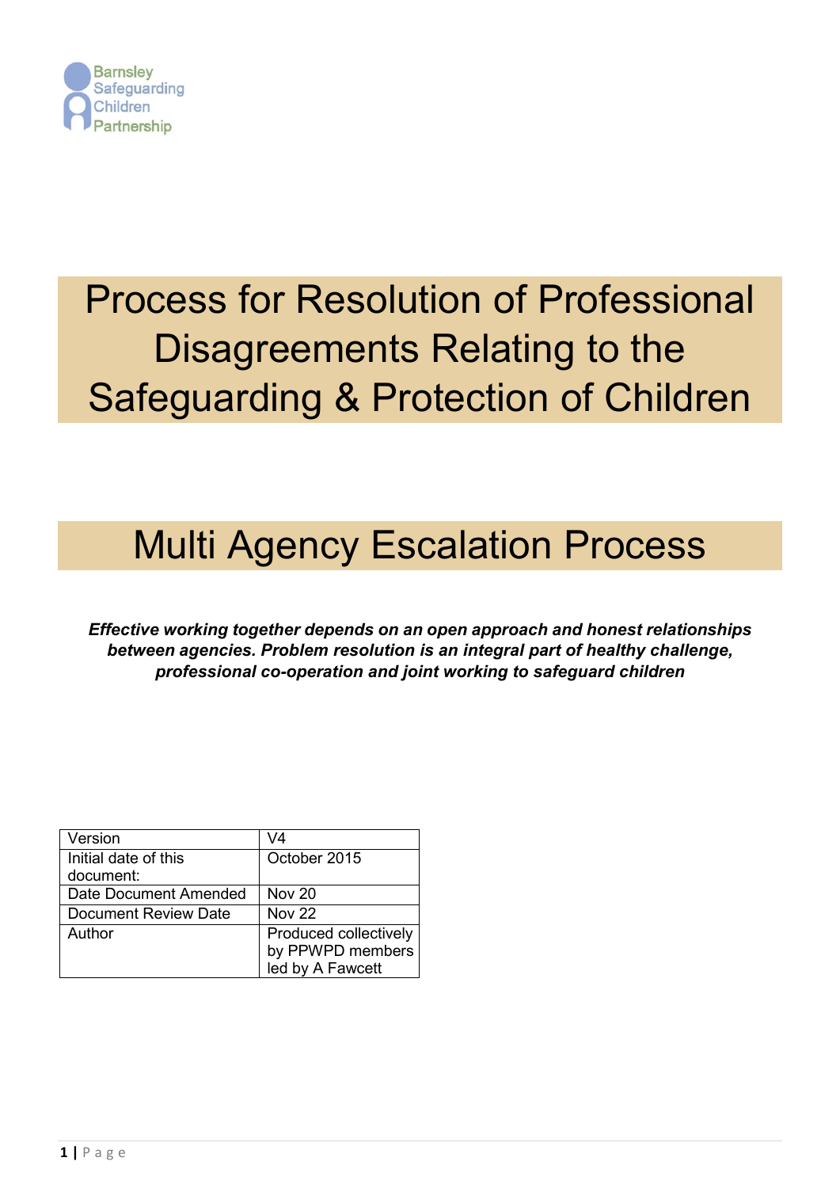Barnsley Safeguarding Children Partnership

# Process for Resolution of Professional Disagreements Relating to the Safeguarding & Protection of Children

# Multi Agency Escalation Process

***Effective working together depends on an open approach and honest relationships between agencies. Problem resolution is an integral part of healthy challenge, professional co-operation and joint working to safeguard children***

| Version | V4 |
|---|---|
| Initial date of this document: | October 2015 |
| Date Document Amended | Nov 20 |
| Document Review Date | Nov 22 |
| Author | Produced collectively by PPWPD members led by A Fawcett |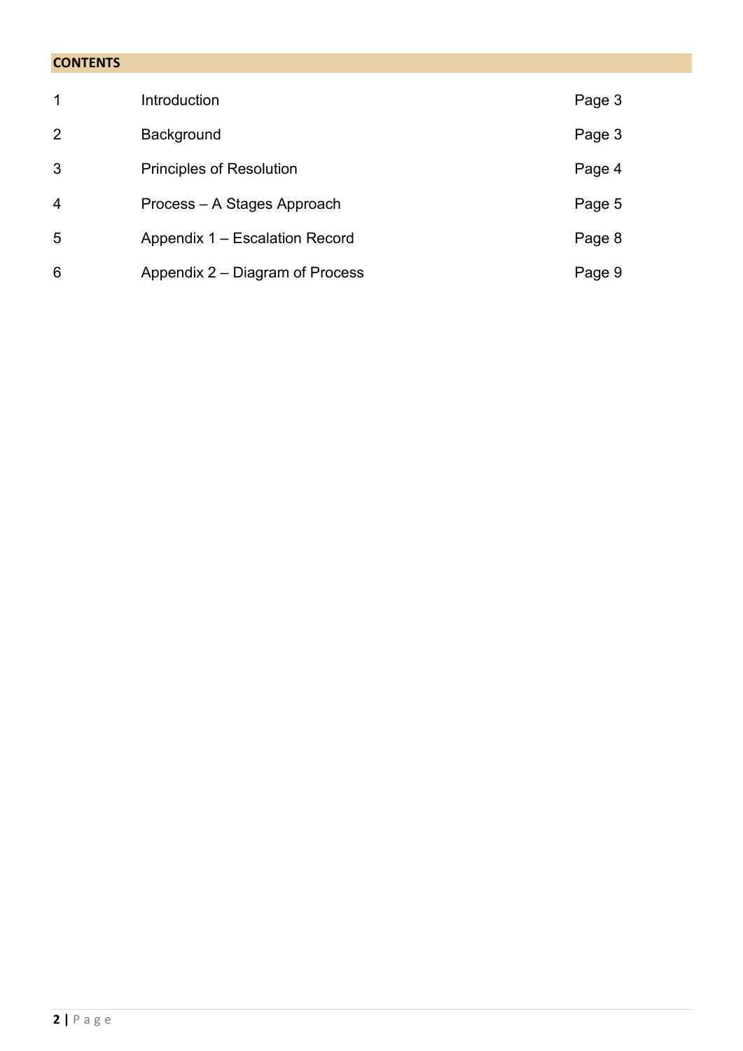## CONTENTS

| | | |
|---|---|---|
| 1 | Introduction | Page 3 |
| 2 | Background | Page 3 |
| 3 | Principles of Resolution | Page 4 |
| 4 | Process – A Stages Approach | Page 5 |
| 5 | Appendix 1 – Escalation Record | Page 8 |
| 6 | Appendix 2 – Diagram of Process | Page 9 |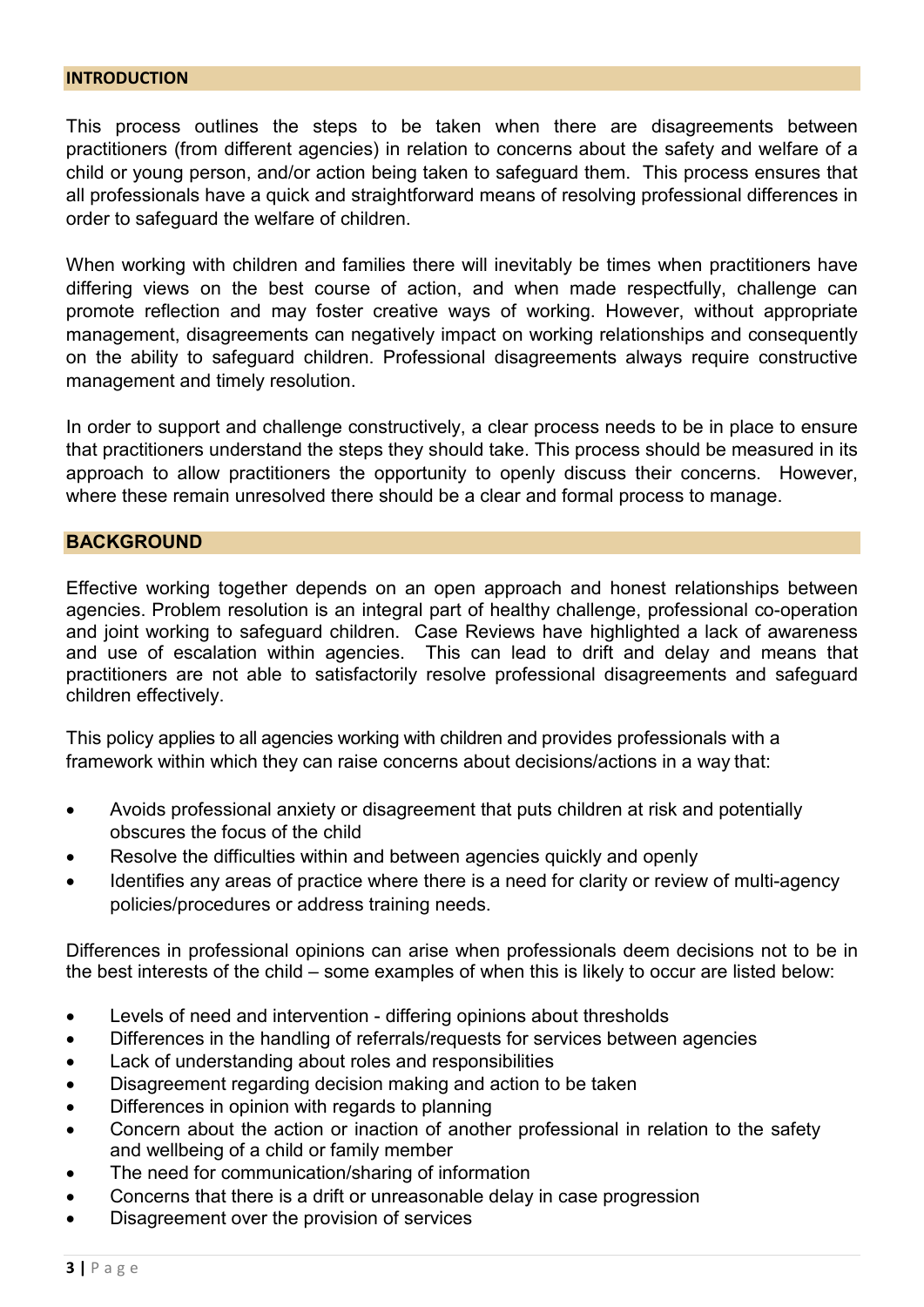## INTRODUCTION

This process outlines the steps to be taken when there are disagreements between practitioners (from different agencies) in relation to concerns about the safety and welfare of a child or young person, and/or action being taken to safeguard them. This process ensures that all professionals have a quick and straightforward means of resolving professional differences in order to safeguard the welfare of children.

When working with children and families there will inevitably be times when practitioners have differing views on the best course of action, and when made respectfully, challenge can promote reflection and may foster creative ways of working. However, without appropriate management, disagreements can negatively impact on working relationships and consequently on the ability to safeguard children. Professional disagreements always require constructive management and timely resolution.

In order to support and challenge constructively, a clear process needs to be in place to ensure that practitioners understand the steps they should take. This process should be measured in its approach to allow practitioners the opportunity to openly discuss their concerns. However, where these remain unresolved there should be a clear and formal process to manage.

## BACKGROUND

Effective working together depends on an open approach and honest relationships between agencies. Problem resolution is an integral part of healthy challenge, professional co-operation and joint working to safeguard children. Case Reviews have highlighted a lack of awareness and use of escalation within agencies. This can lead to drift and delay and means that practitioners are not able to satisfactorily resolve professional disagreements and safeguard children effectively.

This policy applies to all agencies working with children and provides professionals with a framework within which they can raise concerns about decisions/actions in a way that:

- Avoids professional anxiety or disagreement that puts children at risk and potentially obscures the focus of the child
- Resolve the difficulties within and between agencies quickly and openly
- Identifies any areas of practice where there is a need for clarity or review of multi-agency policies/procedures or address training needs.

Differences in professional opinions can arise when professionals deem decisions not to be in the best interests of the child – some examples of when this is likely to occur are listed below:

- Levels of need and intervention - differing opinions about thresholds
- Differences in the handling of referrals/requests for services between agencies
- Lack of understanding about roles and responsibilities
- Disagreement regarding decision making and action to be taken
- Differences in opinion with regards to planning
- Concern about the action or inaction of another professional in relation to the safety and wellbeing of a child or family member
- The need for communication/sharing of information
- Concerns that there is a drift or unreasonable delay in case progression
- Disagreement over the provision of services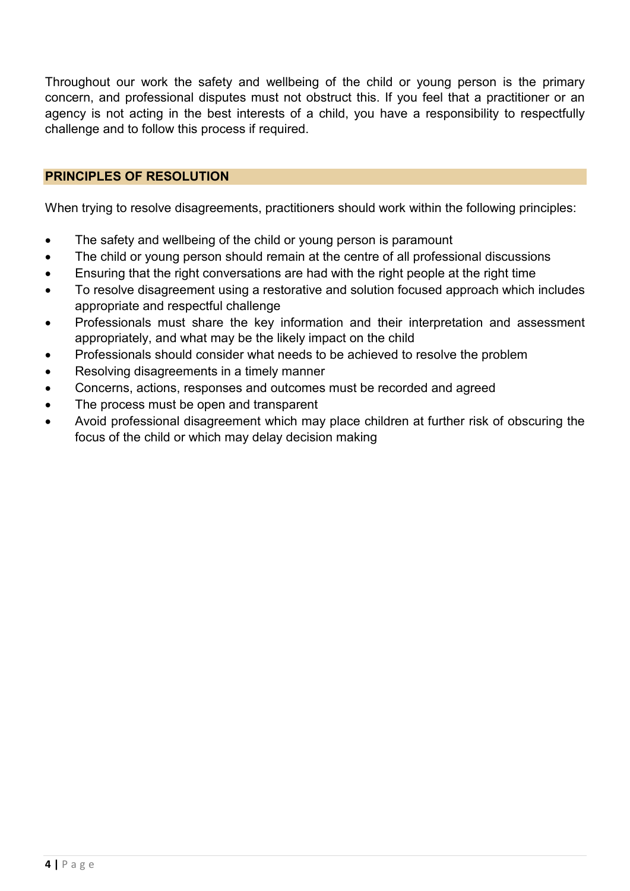Throughout our work the safety and wellbeing of the child or young person is the primary concern, and professional disputes must not obstruct this. If you feel that a practitioner or an agency is not acting in the best interests of a child, you have a responsibility to respectfully challenge and to follow this process if required.

## PRINCIPLES OF RESOLUTION

When trying to resolve disagreements, practitioners should work within the following principles:

- The safety and wellbeing of the child or young person is paramount
- The child or young person should remain at the centre of all professional discussions
- Ensuring that the right conversations are had with the right people at the right time
- To resolve disagreement using a restorative and solution focused approach which includes appropriate and respectful challenge
- Professionals must share the key information and their interpretation and assessment appropriately, and what may be the likely impact on the child
- Professionals should consider what needs to be achieved to resolve the problem
- Resolving disagreements in a timely manner
- Concerns, actions, responses and outcomes must be recorded and agreed
- The process must be open and transparent
- Avoid professional disagreement which may place children at further risk of obscuring the focus of the child or which may delay decision making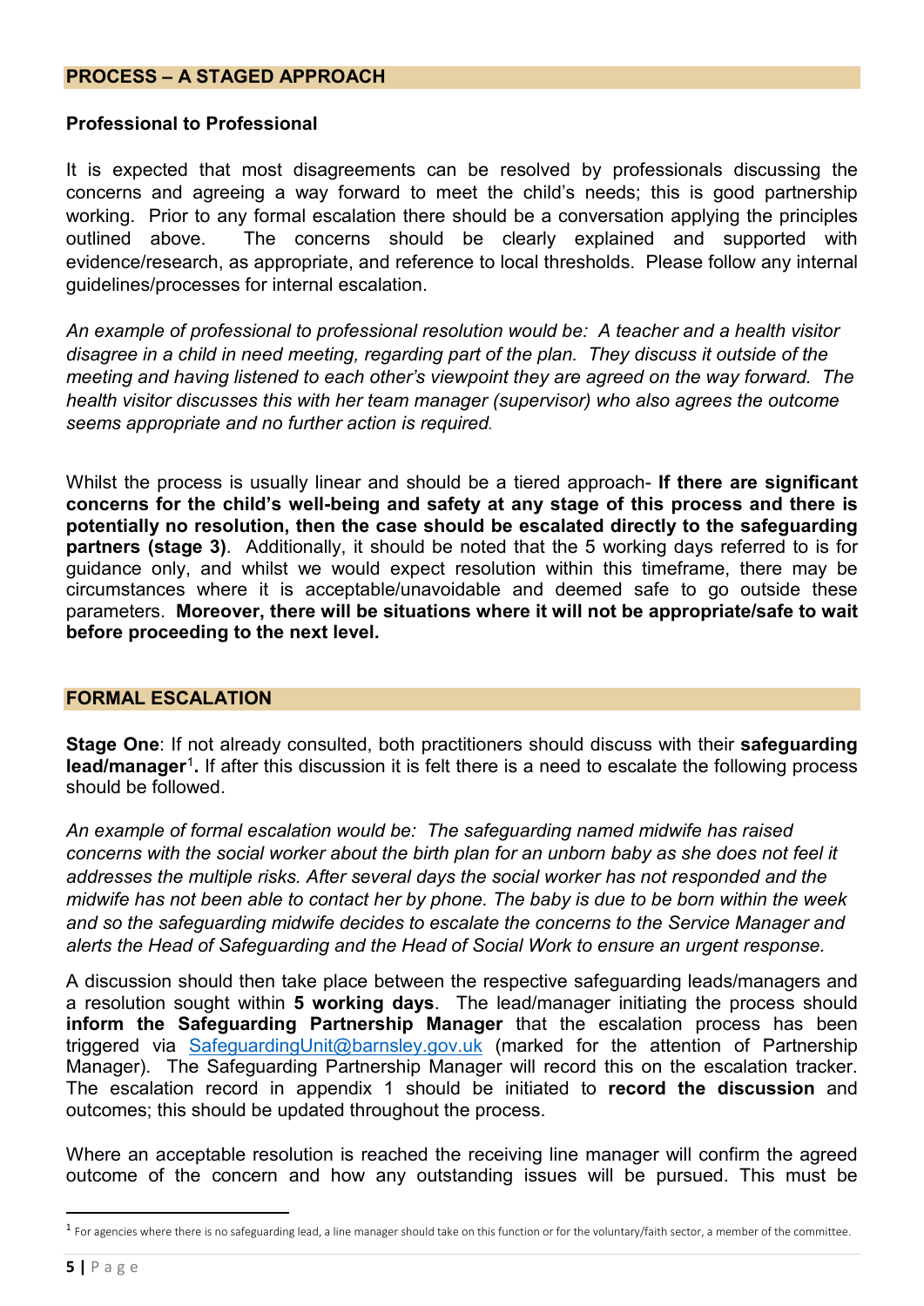## PROCESS – A STAGED APPROACH

### Professional to Professional

It is expected that most disagreements can be resolved by professionals discussing the concerns and agreeing a way forward to meet the child's needs; this is good partnership working. Prior to any formal escalation there should be a conversation applying the principles outlined above. The concerns should be clearly explained and supported with evidence/research, as appropriate, and reference to local thresholds. Please follow any internal guidelines/processes for internal escalation.

*An example of professional to professional resolution would be: A teacher and a health visitor disagree in a child in need meeting, regarding part of the plan. They discuss it outside of the meeting and having listened to each other's viewpoint they are agreed on the way forward. The health visitor discusses this with her team manager (supervisor) who also agrees the outcome seems appropriate and no further action is required.*

Whilst the process is usually linear and should be a tiered approach- **If there are significant concerns for the child's well-being and safety at any stage of this process and there is potentially no resolution, then the case should be escalated directly to the safeguarding partners (stage 3)**. Additionally, it should be noted that the 5 working days referred to is for guidance only, and whilst we would expect resolution within this timeframe, there may be circumstances where it is acceptable/unavoidable and deemed safe to go outside these parameters. **Moreover, there will be situations where it will not be appropriate/safe to wait before proceeding to the next level.**

## FORMAL ESCALATION

**Stage One**: If not already consulted, both practitioners should discuss with their **safeguarding lead/manager**[1]**.** If after this discussion it is felt there is a need to escalate the following process should be followed.

*An example of formal escalation would be: The safeguarding named midwife has raised concerns with the social worker about the birth plan for an unborn baby as she does not feel it addresses the multiple risks. After several days the social worker has not responded and the midwife has not been able to contact her by phone. The baby is due to be born within the week and so the safeguarding midwife decides to escalate the concerns to the Service Manager and alerts the Head of Safeguarding and the Head of Social Work to ensure an urgent response.*

A discussion should then take place between the respective safeguarding leads/managers and a resolution sought within **5 working days**. The lead/manager initiating the process should **inform the Safeguarding Partnership Manager** that the escalation process has been triggered via SafeguardingUnit@barnsley.gov.uk (marked for the attention of Partnership Manager). The Safeguarding Partnership Manager will record this on the escalation tracker. The escalation record in appendix 1 should be initiated to **record the discussion** and outcomes; this should be updated throughout the process.

Where an acceptable resolution is reached the receiving line manager will confirm the agreed outcome of the concern and how any outstanding issues will be pursued. This must be

[1] For agencies where there is no safeguarding lead, a line manager should take on this function or for the voluntary/faith sector, a member of the committee.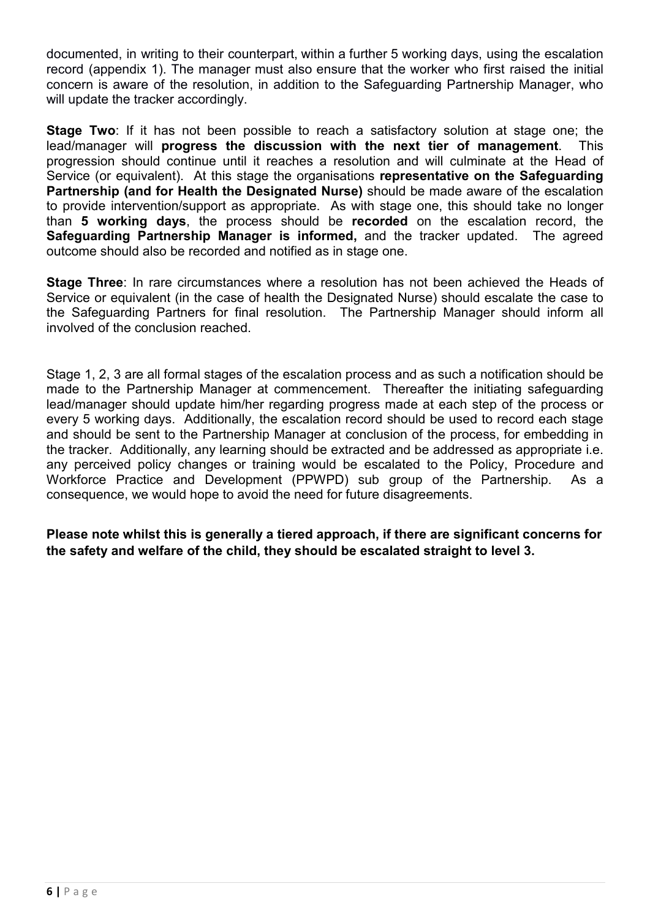documented, in writing to their counterpart, within a further 5 working days, using the escalation record (appendix 1). The manager must also ensure that the worker who first raised the initial concern is aware of the resolution, in addition to the Safeguarding Partnership Manager, who will update the tracker accordingly.

**Stage Two**: If it has not been possible to reach a satisfactory solution at stage one; the lead/manager will **progress the discussion with the next tier of management**. This progression should continue until it reaches a resolution and will culminate at the Head of Service (or equivalent). At this stage the organisations **representative on the Safeguarding Partnership (and for Health the Designated Nurse)** should be made aware of the escalation to provide intervention/support as appropriate. As with stage one, this should take no longer than **5 working days**, the process should be **recorded** on the escalation record, the **Safeguarding Partnership Manager is informed,** and the tracker updated. The agreed outcome should also be recorded and notified as in stage one.

**Stage Three**: In rare circumstances where a resolution has not been achieved the Heads of Service or equivalent (in the case of health the Designated Nurse) should escalate the case to the Safeguarding Partners for final resolution. The Partnership Manager should inform all involved of the conclusion reached.

Stage 1, 2, 3 are all formal stages of the escalation process and as such a notification should be made to the Partnership Manager at commencement. Thereafter the initiating safeguarding lead/manager should update him/her regarding progress made at each step of the process or every 5 working days. Additionally, the escalation record should be used to record each stage and should be sent to the Partnership Manager at conclusion of the process, for embedding in the tracker. Additionally, any learning should be extracted and be addressed as appropriate i.e. any perceived policy changes or training would be escalated to the Policy, Procedure and Workforce Practice and Development (PPWPD) sub group of the Partnership. As a consequence, we would hope to avoid the need for future disagreements.

**Please note whilst this is generally a tiered approach, if there are significant concerns for the safety and welfare of the child, they should be escalated straight to level 3.**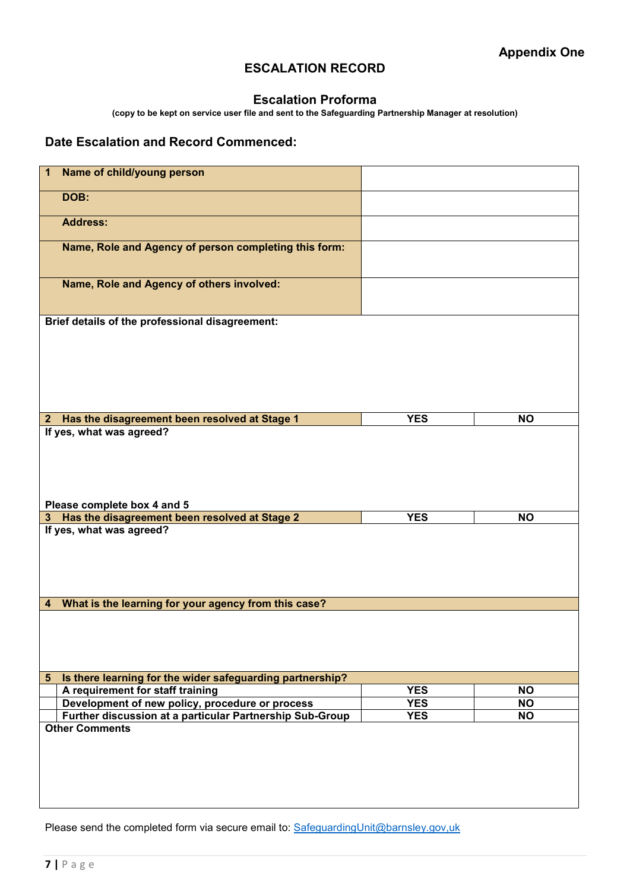**Appendix One**

# ESCALATION RECORD

## Escalation Proforma

(copy to be kept on service user file and sent to the Safeguarding Partnership Manager at resolution)

### Date Escalation and Record Commenced:

| | | | |
|---|---|---|---|
| **1** | **Name of child/young person** | | |
| | **DOB:** | | |
| | **Address:** | | |
| | **Name, Role and Agency of person completing this form:** | | |
| | **Name, Role and Agency of others involved:** | | |
| **Brief details of the professional disagreement:** | | | |
| **2** | **Has the disagreement been resolved at Stage 1** | **YES** | **NO** |
| **If yes, what was agreed?**<br><br>**Please complete box 4 and 5** | | | |
| **3** | **Has the disagreement been resolved at Stage 2** | **YES** | **NO** |
| **If yes, what was agreed?** | | | |
| **4** | **What is the learning for your agency from this case?** | | |
| | | | |
| **5** | **Is there learning for the wider safeguarding partnership?** | | |
| | **A requirement for staff training** | **YES** | **NO** |
| | **Development of new policy, procedure or process** | **YES** | **NO** |
| | **Further discussion at a particular Partnership Sub-Group** | **YES** | **NO** |
| **Other Comments** | | | |

Please send the completed form via secure email to: SafeguardingUnit@barnsley.gov,uk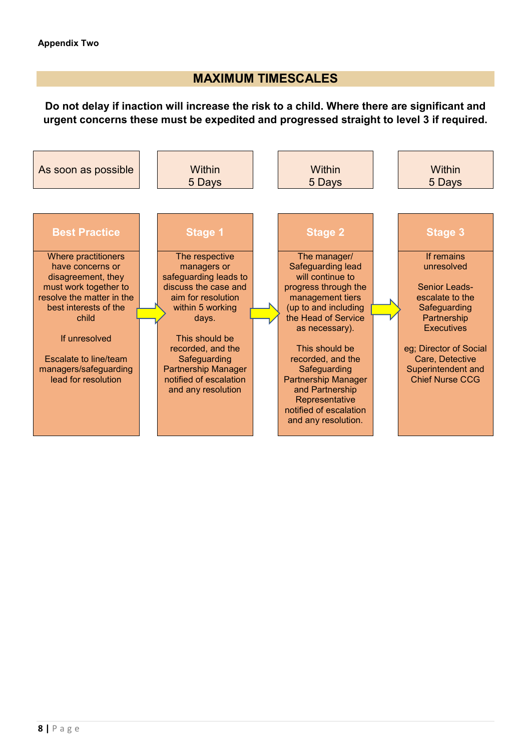**Appendix Two**

## MAXIMUM TIMESCALES

**Do not delay if inaction will increase the risk to a child. Where there are significant and urgent concerns these must be expedited and progressed straight to level 3 if required.**

| As soon as possible | Within 5 Days | Within 5 Days | Within 5 Days |
|---|---|---|---|
| **Best Practice** | **Stage 1** | **Stage 2** | **Stage 3** |
| Where practitioners have concerns or disagreement, they must work together to resolve the matter in the best interests of the child<br><br>If unresolved<br><br>Escalate to line/team managers/safeguarding lead for resolution | The respective managers or safeguarding leads to discuss the case and aim for resolution within 5 working days.<br><br>This should be recorded, and the Safeguarding Partnership Manager notified of escalation and any resolution | The manager/ Safeguarding lead will continue to progress through the management tiers (up to and including the Head of Service as necessary).<br><br>This should be recorded, and the Safeguarding Partnership Manager and Partnership Representative notified of escalation and any resolution. | If remains unresolved<br><br>Senior Leads- escalate to the Safeguarding Partnership Executives<br><br>eg; Director of Social Care, Detective Superintendent and Chief Nurse CCG |